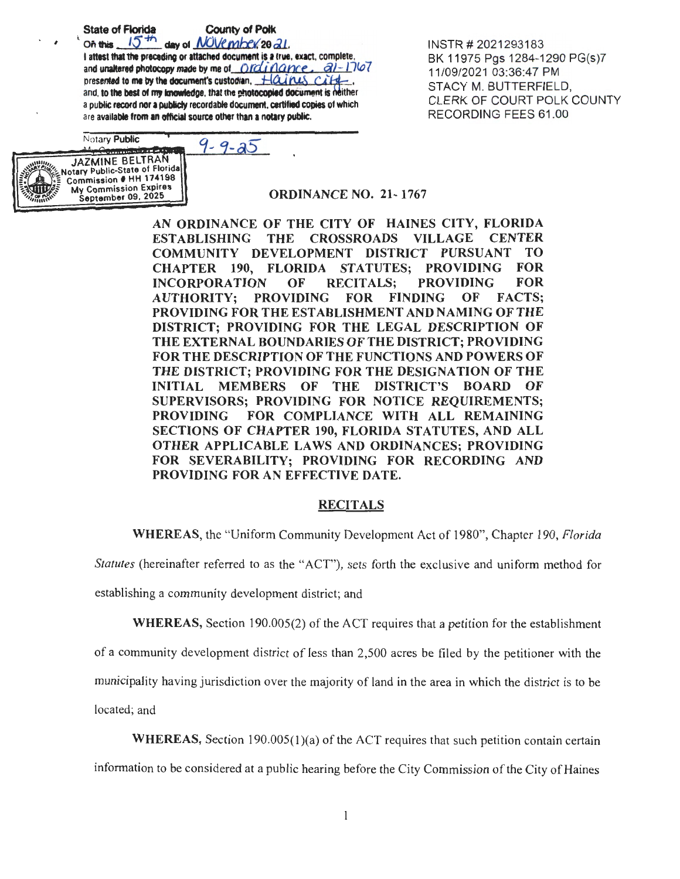State of Florida County of Polk

On this 15th day of November 2021.

I attest that the preceding or attached document is a true, exact, complete, and unaltered photocopy made by me of Ordinance. 21-1767 presented to me by the document's custodian, Haines City, and, to the best of my knowledge, that the photocopied document is neither a public record nor a publicly recordable document, certified copies of which are available from an official source other than a notary public.

Notary Public

My Commission Expires 9-9-25

JAZMINE BELTRAN
Notary Public-State of Florida
Commission # HH 174198
My Commission Expires
September 09, 2025

INSTR # 2021293183
BK 11975 Pgs 1284-1290 PG(s)7
11/09/2021 03:36:47 PM
STACY M. BUTTERFIELD,
CLERK OF COURT POLK COUNTY
RECORDING FEES 61.00

## ORDINANCE NO. 21-1767

**AN ORDINANCE OF THE CITY OF HAINES CITY, FLORIDA ESTABLISHING THE CROSSROADS VILLAGE CENTER COMMUNITY DEVELOPMENT DISTRICT PURSUANT TO CHAPTER 190, FLORIDA STATUTES; PROVIDING FOR INCORPORATION OF RECITALS; PROVIDING FOR AUTHORITY; PROVIDING FOR FINDING OF FACTS; PROVIDING FOR THE ESTABLISHMENT AND NAMING OF THE DISTRICT; PROVIDING FOR THE LEGAL DESCRIPTION OF THE EXTERNAL BOUNDARIES OF THE DISTRICT; PROVIDING FOR THE DESCRIPTION OF THE FUNCTIONS AND POWERS OF THE DISTRICT; PROVIDING FOR THE DESIGNATION OF THE INITIAL MEMBERS OF THE DISTRICT'S BOARD OF SUPERVISORS; PROVIDING FOR NOTICE REQUIREMENTS; PROVIDING FOR COMPLIANCE WITH ALL REMAINING SECTIONS OF CHAPTER 190, FLORIDA STATUTES, AND ALL OTHER APPLICABLE LAWS AND ORDINANCES; PROVIDING FOR SEVERABILITY; PROVIDING FOR RECORDING AND PROVIDING FOR AN EFFECTIVE DATE.**

## RECITALS

**WHEREAS**, the "Uniform Community Development Act of 1980", Chapter 190, *Florida Statutes* (hereinafter referred to as the "ACT"), sets forth the exclusive and uniform method for establishing a community development district; and

**WHEREAS,** Section 190.005(2) of the ACT requires that a petition for the establishment of a community development district of less than 2,500 acres be filed by the petitioner with the municipality having jurisdiction over the majority of land in the area in which the district is to be located; and

**WHEREAS,** Section 190.005(1)(a) of the ACT requires that such petition contain certain information to be considered at a public hearing before the City Commission of the City of Haines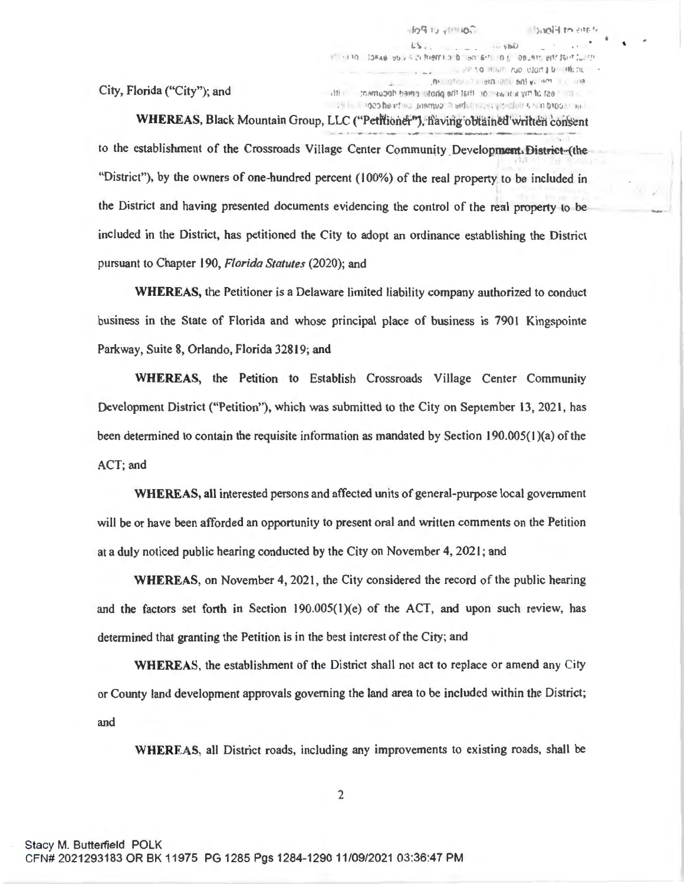City, Florida ("City"); and

**WHEREAS**, Black Mountain Group, LLC ("Petitioner"), having obtained written consent to the establishment of the Crossroads Village Center Community Development District (the "District"), by the owners of one-hundred percent (100%) of the real property to be included in the District and having presented documents evidencing the control of the real property to be included in the District, has petitioned the City to adopt an ordinance establishing the District pursuant to Chapter 190, *Florida Statutes* (2020); and

**WHEREAS,** the Petitioner is a Delaware limited liability company authorized to conduct business in the State of Florida and whose principal place of business is 7901 Kingspointe Parkway, Suite 8, Orlando, Florida 32819; and

**WHEREAS**, the Petition to Establish Crossroads Village Center Community Development District ("Petition"), which was submitted to the City on September 13, 2021, has been determined to contain the requisite information as mandated by Section 190.005(1)(a) of the ACT; and

**WHEREAS,** all interested persons and affected units of general-purpose local government will be or have been afforded an opportunity to present oral and written comments on the Petition at a duly noticed public hearing conducted by the City on November 4, 2021; and

**WHEREAS**, on November 4, 2021, the City considered the record of the public hearing and the factors set forth in Section 190.005(1)(e) of the ACT, and upon such review, has determined that granting the Petition is in the best interest of the City; and

**WHEREAS**, the establishment of the District shall not act to replace or amend any City or County land development approvals governing the land area to be included within the District; and

**WHEREAS**, all District roads, including any improvements to existing roads, shall be

Stacy M. Butterfield POLK
CFN# 2021293183 OR BK 11975 PG 1285 Pgs 1284-1290 11/09/2021 03:36:47 PM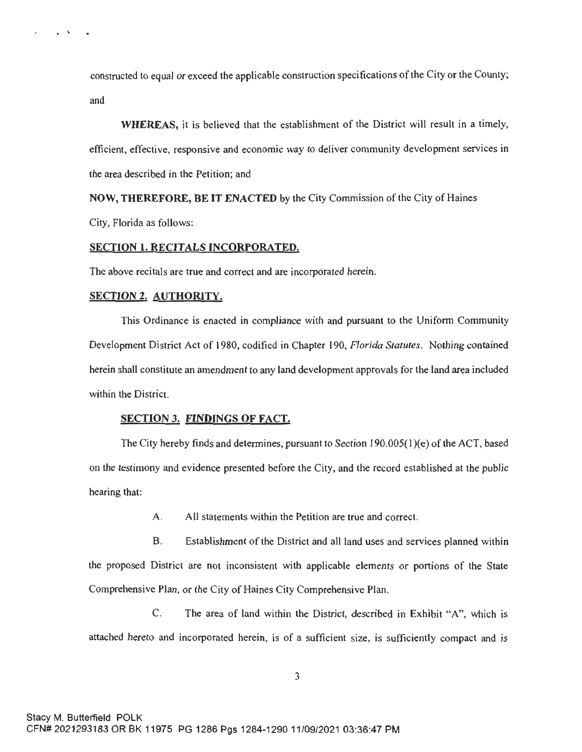constructed to equal or exceed the applicable construction specifications of the City or the County; and

**WHEREAS,** it is believed that the establishment of the District will result in a timely, efficient, effective, responsive and economic way to deliver community development services in the area described in the Petition; and

**NOW, THEREFORE, BE IT ENACTED** by the City Commission of the City of Haines City, Florida as follows:

**SECTION 1. RECITALS INCORPORATED.**

The above recitals are true and correct and are incorporated herein.

**SECTION 2. AUTHORITY.**

This Ordinance is enacted in compliance with and pursuant to the Uniform Community Development District Act of 1980, codified in Chapter 190, *Florida Statutes*. Nothing contained herein shall constitute an amendment to any land development approvals for the land area included within the District.

**SECTION 3. FINDINGS OF FACT.**

The City hereby finds and determines, pursuant to Section 190.005(1)(e) of the ACT, based on the testimony and evidence presented before the City, and the record established at the public hearing that:

A. All statements within the Petition are true and correct.

B. Establishment of the District and all land uses and services planned within the proposed District are not inconsistent with applicable elements or portions of the State Comprehensive Plan, or the City of Haines City Comprehensive Plan.

C. The area of land within the District, described in Exhibit "A", which is attached hereto and incorporated herein, is of a sufficient size, is sufficiently compact and is

Stacy M. Butterfield POLK
CFN# 2021293183 OR BK 11975 PG 1286 Pgs 1284-1290 11/09/2021 03:36:47 PM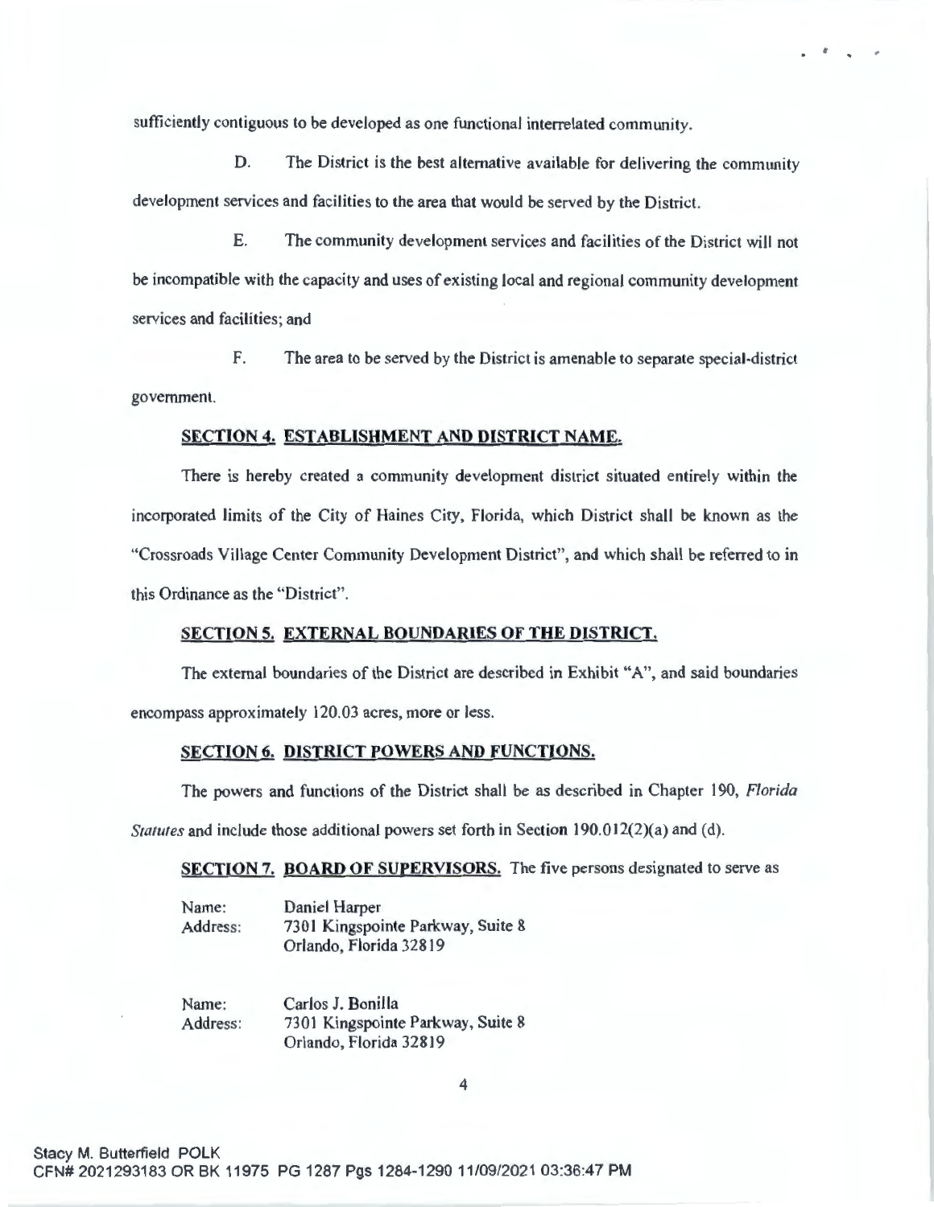sufficiently contiguous to be developed as one functional interrelated community.

D. The District is the best alternative available for delivering the community development services and facilities to the area that would be served by the District.

E. The community development services and facilities of the District will not be incompatible with the capacity and uses of existing local and regional community development services and facilities; and

F. The area to be served by the District is amenable to separate special-district government.

**SECTION 4. ESTABLISHMENT AND DISTRICT NAME.**

There is hereby created a community development district situated entirely within the incorporated limits of the City of Haines City, Florida, which District shall be known as the "Crossroads Village Center Community Development District", and which shall be referred to in this Ordinance as the "District".

**SECTION 5. EXTERNAL BOUNDARIES OF THE DISTRICT.**

The external boundaries of the District are described in Exhibit "A", and said boundaries encompass approximately 120.03 acres, more or less.

**SECTION 6. DISTRICT POWERS AND FUNCTIONS.**

The powers and functions of the District shall be as described in Chapter 190, *Florida Statutes* and include those additional powers set forth in Section 190.012(2)(a) and (d).

**SECTION 7. BOARD OF SUPERVISORS.** The five persons designated to serve as

Name: Daniel Harper
Address: 7301 Kingspointe Parkway, Suite 8
Orlando, Florida 32819

Name: Carlos J. Bonilla
Address: 7301 Kingspointe Parkway, Suite 8
Orlando, Florida 32819

Stacy M. Butterfield POLK
CFN# 2021293183 OR BK 11975 PG 1287 Pgs 1284-1290 11/09/2021 03:36:47 PM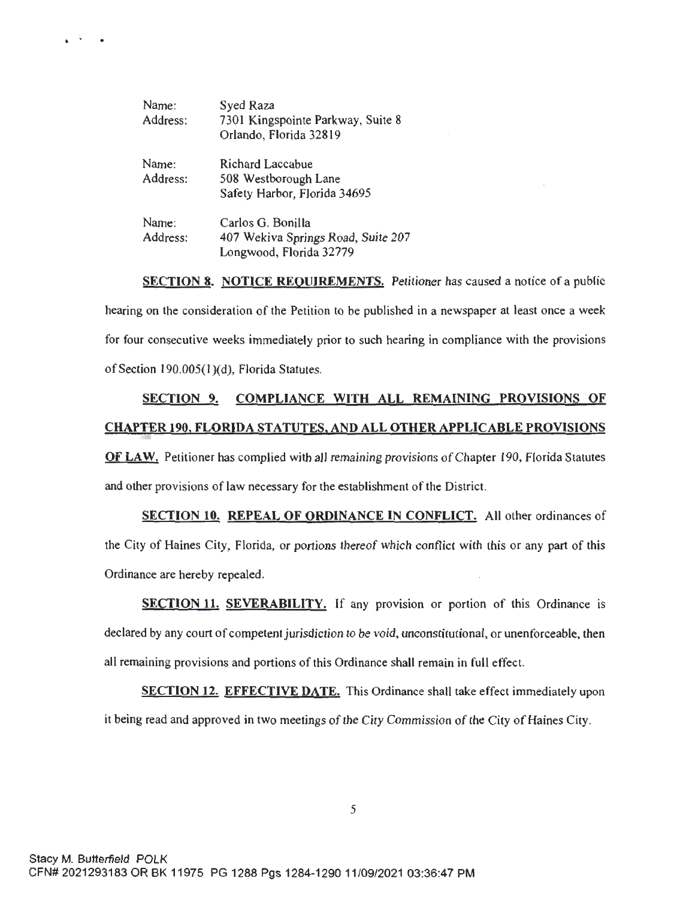Name: Syed Raza
Address: 7301 Kingspointe Parkway, Suite 8
Orlando, Florida 32819

Name: Richard Laccabue
Address: 508 Westborough Lane
Safety Harbor, Florida 34695

Name: Carlos G. Bonilla
Address: 407 Wekiva Springs Road, Suite 207
Longwood, Florida 32779

**SECTION 8. NOTICE REQUIREMENTS.** Petitioner has caused a notice of a public hearing on the consideration of the Petition to be published in a newspaper at least once a week for four consecutive weeks immediately prior to such hearing in compliance with the provisions of Section 190.005(1)(d), Florida Statutes.

**SECTION 9. COMPLIANCE WITH ALL REMAINING PROVISIONS OF CHAPTER 190, FLORIDA STATUTES, AND ALL OTHER APPLICABLE PROVISIONS OF LAW.** Petitioner has complied with all remaining provisions of Chapter 190, Florida Statutes and other provisions of law necessary for the establishment of the District.

**SECTION 10. REPEAL OF ORDINANCE IN CONFLICT.** All other ordinances of the City of Haines City, Florida, or portions thereof which conflict with this or any part of this Ordinance are hereby repealed.

**SECTION 11. SEVERABILITY.** If any provision or portion of this Ordinance is declared by any court of competent jurisdiction to be void, unconstitutional, or unenforceable, then all remaining provisions and portions of this Ordinance shall remain in full effect.

**SECTION 12. EFFECTIVE DATE.** This Ordinance shall take effect immediately upon it being read and approved in two meetings of the City Commission of the City of Haines City.

Stacy M. Butterfield POLK
CFN# 2021293183 OR BK 11975 PG 1288 Pgs 1284-1290 11/09/2021 03:36:47 PM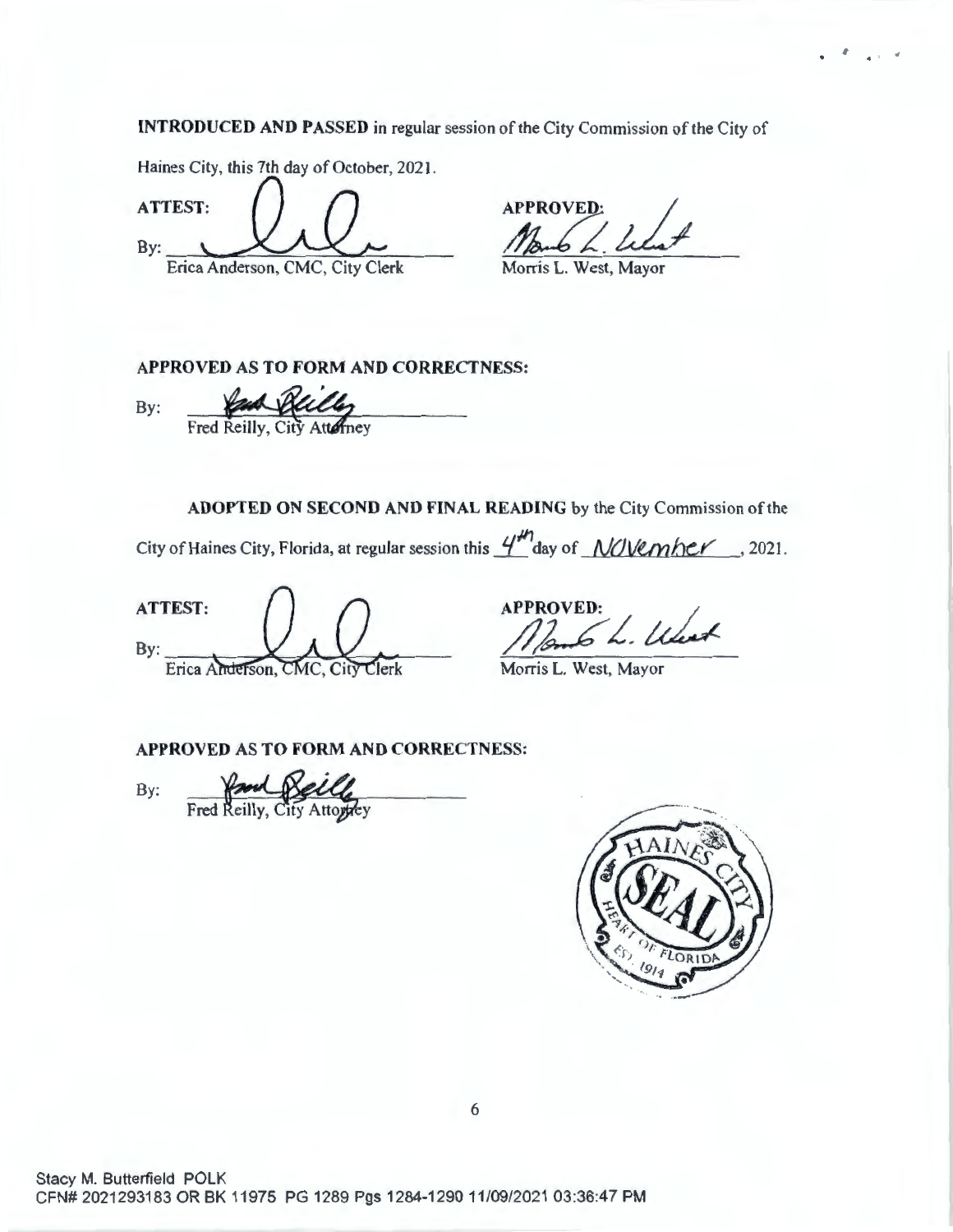**INTRODUCED AND PASSED** in regular session of the City Commission of the City of Haines City, this 7th day of October, 2021.

**ATTEST:**

By: ______________________________
Erica Anderson, CMC, City Clerk

**APPROVED:**

______________________________
Morris L. West, Mayor

**APPROVED AS TO FORM AND CORRECTNESS:**

By: ______________________________
Fred Reilly, City Attorney

**ADOPTED ON SECOND AND FINAL READING** by the City Commission of the City of Haines City, Florida, at regular session this 4th day of November, 2021.

**ATTEST:**

By: ______________________________
Erica Anderson, CMC, City Clerk

**APPROVED:**

______________________________
Morris L. West, Mayor

**APPROVED AS TO FORM AND CORRECTNESS:**

By: ______________________________
Fred Reilly, City Attorney

HAINES CITY SEAL HEART OF FLORIDA EST. 1914

Stacy M. Butterfield POLK
CFN# 2021293183 OR BK 11975 PG 1289 Pgs 1284-1290 11/09/2021 03:36:47 PM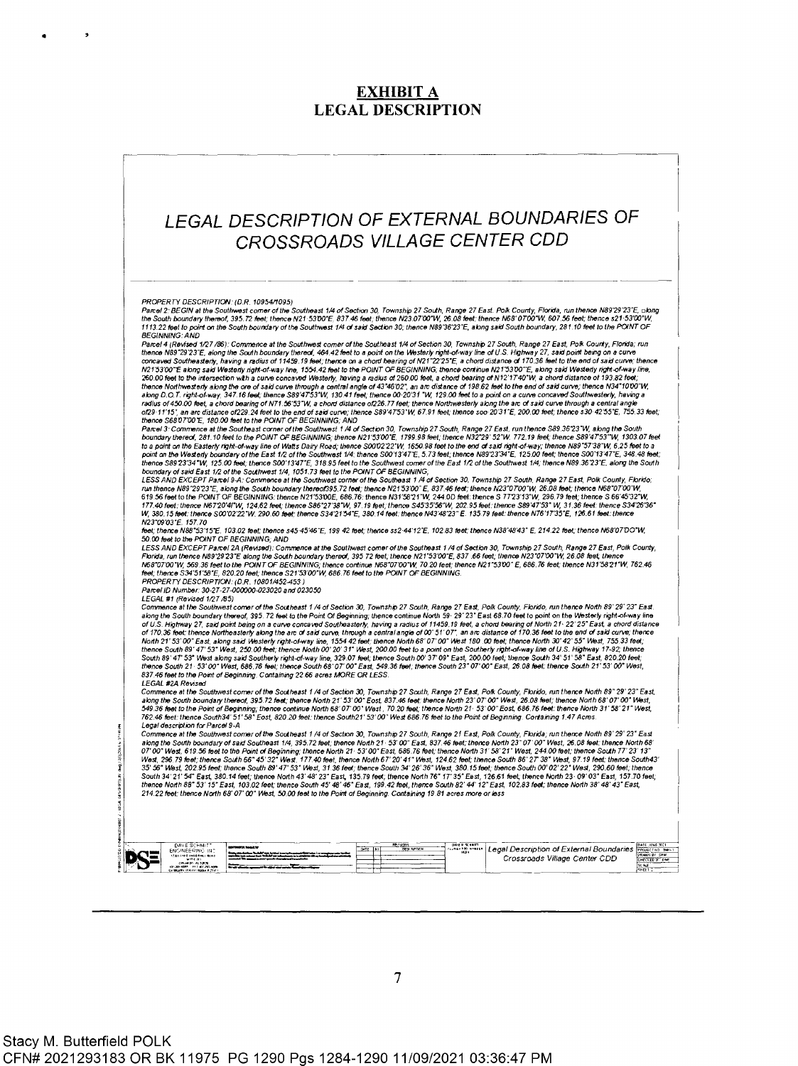## EXHIBIT A
## LEGAL DESCRIPTION

# LEGAL DESCRIPTION OF EXTERNAL BOUNDARIES OF CROSSROADS VILLAGE CENTER CDD

PROPERTY DESCRIPTION: (O.R. 10954/1095)

Parcel 2: BEGIN at the Southwest corner of the Southeast 1/4 of Section 30, Township 27 South, Range 27 East, Polk County, Florida, run thence N89°29'23"E, along the South boundary thereof, 395.72 feet; thence N21°53'00"E, 837.46 feet; thence N23°07'00"W, 26.08 feet; thence N68°07'00"W, 607.56 feet; thence s21°53'00"W, 1113.22 feet to point on the South boundary of the Southwest 1/4 of said Section 30; thence N89°36'23"E, along said South boundary, 281.10 feet to the POINT OF BEGINNING; AND

Parcel 4 (Revised 1/27/86): Commence at the Southwest corner of the Southeast 1/4 of Section 30, Township 27 South, Range 27 East, Polk County, Florida; run thence N89°29'23"E, along the South boundary thereof, 464.42 feet to a point on the Westerly right-of-way line of U.S. Highway 27, said point being on a curve concaved Southeasterly, having a radius of 11459.19 feet; thence on a chord bearing of N21°22'25"E, a chord distance of 170.36 feet to the end of said curve; thence N21°53'00"E along said Westerly right-of-way line, 1554.42 feet to the POINT OF BEGINNING; thence continue N21°53'00"E, along said Westerly right-of-way line, 260.00 feet to the intersection with a curve concaved Westerly, having a radius of 260.00 feet, a chord bearing of N12°17'40"W, a chord distance of 193.82 feet; thence Northwesterly along the arc of said curve through a central angle of 43°46'02", an arc distance of 198.62 feet to the end of said curve; thence N34°10'00"W, along D.O.T. right-of-way, 347.16 feet; thence S89°47'53"W, 130.41 feet; thence 00°20'31"W, 129.00 feet to a point on a curve concaved Southwesterly, having a radius of 450.00 feet, a chord bearing of N71.56'53"W, a chord distance of226.77 feet; thence Northwesterly along the arc of said curve through a central angle of29°11'15", an arc distance of229.24 feet to the end of said curve; thence S89°47'53"W, 67.91 feet; thence soo 20'31"E, 200.00 feet; thence s30°42'55"E, 755.33 feet; thence S68°07'00"E, 180.00 feet to the POINT OF BEGINNING; AND

Parcel 3: Commence at the Southeast corner of the Southwest 1/4 of Section 30, Township 27 South, Range 27 East, run thence S89°36'23"W, along the South boundary thereof, 281.10 feet to the POINT OF BEGINNING; thence N21°53'00"E, 1799.98 feet; thence N32°29'52"W, 772.19 feet; thence S89°47'53"W, 1303.07 feet to a point on the Easterly right-of-way line of Watts Dairy Road; thence S00°02'22"W, 1650.98 feet to the end of said right-of-way; thence N89°57'38"W, 6.25 feet to a point on the Westerly boundary of the East 1/2 of the Southwest 1/4; thence S00°13'47"E, 5.73 feet; thence N89°23'34"E, 125.00 feet; thence S00°13'47"E, 348.48 feet; thence S89°23'34"W, 125.00 feet; thence S00°13'47"E, 318.95 feet to the Southwest corner of the East 1/2 of the Southwest 1/4; thence N89.36'23"E, along the South boundary of said East 1/2 of the Southwest 1/4, 1051.73 feet to the POINT OF BEGINNING;

LESS AND EXCEPT Parcel 9-A: Commence at the Southwest corner of the Southeast 1/4 of Section 30, Township 27 South, Range 27 East, Polk County, Florida; run thence N89°29'23"E, along the South boundary thereof395.72 feet; thence N21°53'00" E, 837.46 feet; thence N23°07'00"W, 26.08 feet; thence N68°07'00"W, 619.56 feet to the POINT OF BEGINNING; thence N21°53'00E, 686.76 feet; thence N31°58'21"W, 244.00 feet; thence S 77°23'13"W, 296.79 feet; thence S 66°45'32"W, 177.40 feet; thence N67°20'41"W, 124.62 feet; thence S86°27'38"W, 97.19 feet; thence S45°35'56"W, 202.95 feet; thence S89°47'53" W, 31.36 feet; thence S34°26'36" W, 380.15 feet; thence S00°02'22"W, 290.60 feet; thence S34°21'54"E, 380.14 feet; thence N43°48'23" E, 135.79 feet; thence N76°17'35"E, 126.61 feet; thence N23°09'03"E, 157.70 feet; thence N88°53'15"E, 103.02 feet; thence s45°45'46"E, 199.42 feet; thence ss2°44'12"E, 102.83 feet; thence N38°48'43" E, 214.22 feet; thence N68°07'00"W, 50.00 feet to the POINT OF BEGINNING; AND

LESS AND EXCEPT Parcel 2A (Revised): Commence at the Southwest corner of the Southeast 1/4 of Section 30, Township 27 South, Range 27 East, Polk County, Florida, run thence N89°29'23"E along the South boundary thereof, 395.72 feet; thence N21°53'00"E, 837.66 feet; thence N23°07'00"W, 26.08 feet; thence N68°07'00"W, 569.36 feet to the POINT OF BEGINNING; thence continue N68°07'00"W, 70.20 feet; thence N21°53'00" E, 686.76 feet; thence N31°58'21"W, 762.46 feet; thence S34°51'58"E, 820.20 feet; thence S21°53'00"W, 686.76 feet to the POINT OF BEGINNING.

PROPERTY DESCRIPTION: (O.R. 10801/452-453)

Parcel ID Number: 30-27-27-000000-023020 and 023050

LEGAL #1 (Revised 1/27/85)

Commence at the Southwest corner of the Southeast 1/4 of Section 30, Township 27 South, Range 27 East, Polk County, Florida, run thence North 89°29'23" East along the South boundary thereof, 395.72 feet to the Point Of Beginning; thence continue North 59°29'23" East 68.70 feet to point on the Westerly right-of-way line of U.S. Highway 27, said point being on a curve concaved Southeasterly, having a radius of 11459.19 feet, a chord bearing of North 21°22'25" East, a chord distance of 170.36 feet; thence Northeasterly along the arc of said curve, through a central angle of 00°51'07", an arc distance of 170.36 feet to the end of said curve; thence North 21°53'00" East, along said Westerly right-of-way line, 1554.42 feet; thence North 68°07'00" West 180.00 feet; thence North 30°42'55" West, 755.33 feet; thence South 89°47'53" West, 250.00 feet; thence North 00°20'31" West, 200.00 feet to a point on the Southerly right-of-way line of U.S. Highway 17-92; thence South 89°47'53" West along said Southerly right-of-way line, 329.07 feet; thence South 00°37'09" East, 200.00 feet; thence South 34°51'58" East, 820.20 feet; thence South 21°53'00" West, 686.76 feet; thence South 68°07'00" East, 549.36 feet; thence South 23°07'00" East, 26.08 feet; thence South 21°53'00" West, 837.46 feet to the Point of Beginning. Containing 22.66 acres MORE OR LESS.

LEGAL #2A Revised

Commence at the Southwest corner of the Southeast 1/4 of Section 30, Township 27 South, Range 27 East, Polk County, Florido, run thence North 89°29'23" East, along the South boundary thereof, 395.72 feet; thence North 21°53'00" East, 837.46 feet; thence North 23°07'00" West, 26.08 feet; thence North 68°07'00" West, 549.36 feet to the Point of Beginning; thence continue North 68°07'00" West, 70.20 feet; thence North 21°53'00" East, 686.76 feet; thence North 31°58'21" West, 762.46 feet; thence South34°51'58" East, 820.20 feet; thence South21°53'00" West 686.76 feet to the Point of Beginning. Containing 1.47 Acres.

Legal description for Parcel 9-A

Commence at the Southwest corner of the Southeast 1/4 of Section 30, Township 27 South, Range 21 East, Polk County, Florida; run thence North 89°29'23" East along the South boundary of said Southeast 1/4, 395.72 feet; thence North 21°53'00" East, 837.46 feet; thence North 23°07'00" West, 26.08 feet; thence North 68°07'00" West, 619.56 feet to the Point of Beginning; thence North 21°53'00" East, 686.76 feet; thence North 31°58'21" West, 244.00 feet; thence South 77°23'13" West, 296.79 feet; thence South 66°45'32" West, 177.40 feet; thence North 67°20'41" West, 124.62 feet; thence South 86°27'38" West, 97.19 feet; thence South43°35'56" West, 202.95 feet; thence South 89°47'53" West, 31.36 feet; thence South 34°26'36" West, 380.15 feet; thence South 00°02'22" West, 290.60 feet; thence South 34°21'54" East, 380.14 feet; thence North 43°48'23" East, 135.79 feet; thence North 76°17'35" East, 126.61 feet; thence North 23°09'03" East, 157.70 feet; thence North 88°53'15" East, 103.02 feet; thence South 45°48'46" East, 199.42 feet, thence South 82°44'12" East, 102.83 feet; thence North 38°48'43" East, 214.22 feet; thence North 68°07'00" West, 50.00 feet to the Point of Beginning. Containing 19.81 acres more or less.

DAVE SCHMITT ENGINEERING, INC.

Legal Description of External Boundaries
Crossroads Village Center CDD

Stacy M. Butterfield POLK
CFN# 2021293183 OR BK 11975 PG 1290 Pgs 1284-1290 11/09/2021 03:36:47 PM